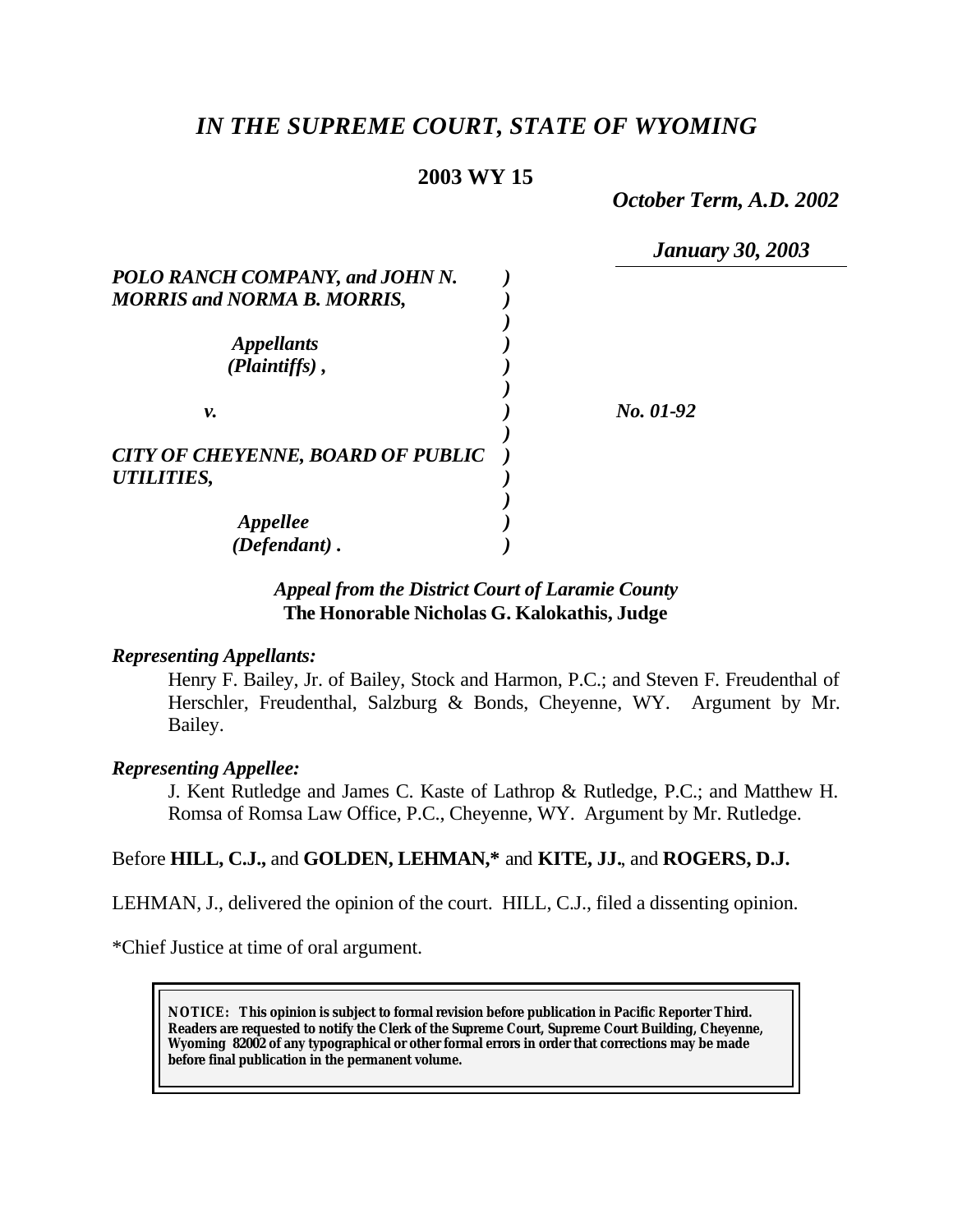# *IN THE SUPREME COURT, STATE OF WYOMING*

**2003 WY 15**

*October Term, A.D. 2002*

*January 30, 2003*

*POLO RANCH COMPANY, and JOHN N. MORRIS and NORMA B. MORRIS,*

*Appellants (Plaintiffs),*

*v.*

*CITY OF CHEYENNE, BOARD OF PUBLIC UTILITIES,*

*Appellee (Defendant).*

*No. 01-92*

***Appeal from the District Court of Laramie County***
**The Honorable Nicholas G. Kalokathis, Judge**

***Representing Appellants:***

Henry F. Bailey, Jr. of Bailey, Stock and Harmon, P.C.; and Steven F. Freudenthal of Herschler, Freudenthal, Salzburg & Bonds, Cheyenne, WY. Argument by Mr. Bailey.

***Representing Appellee:***

J. Kent Rutledge and James C. Kaste of Lathrop & Rutledge, P.C.; and Matthew H. Romsa of Romsa Law Office, P.C., Cheyenne, WY. Argument by Mr. Rutledge.

Before **HILL, C.J.,** and **GOLDEN, LEHMAN,\*** and **KITE, JJ.**, and **ROGERS, D.J.**

LEHMAN, J., delivered the opinion of the court. HILL, C.J., filed a dissenting opinion.

\*Chief Justice at time of oral argument.

**NOTICE: This opinion is subject to formal revision before publication in Pacific Reporter Third. Readers are requested to notify the Clerk of the Supreme Court, Supreme Court Building, Cheyenne, Wyoming 82002 of any typographical or other formal errors in order that corrections may be made before final publication in the permanent volume.**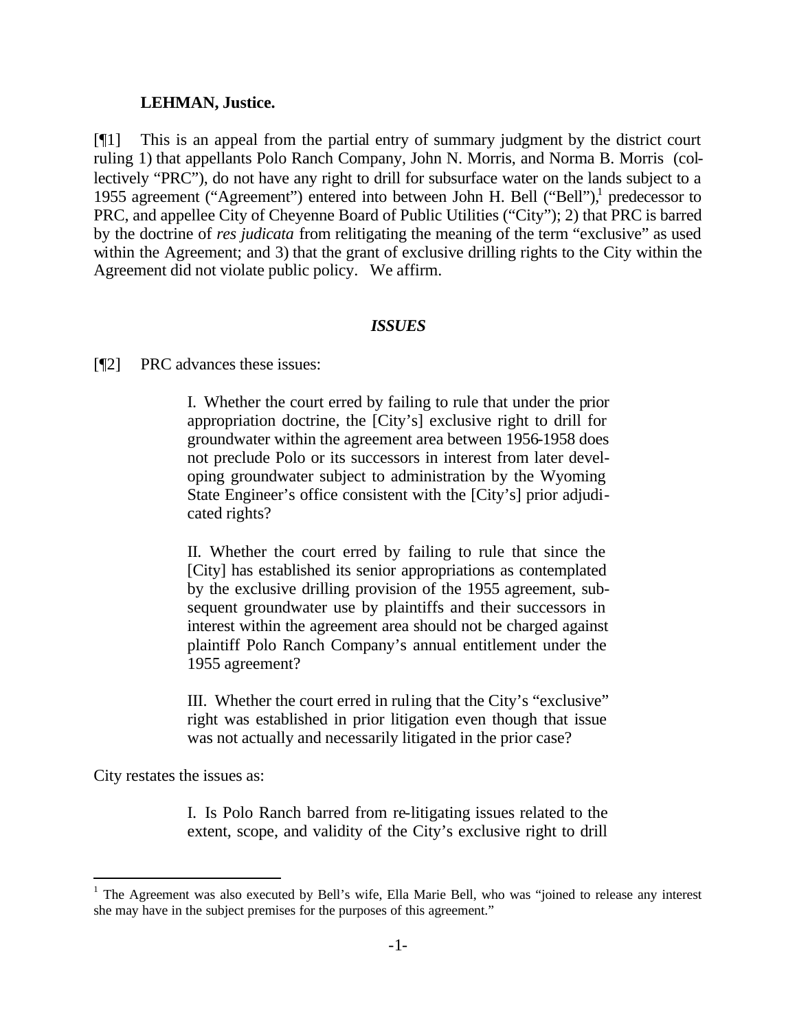**LEHMAN, Justice.**

[¶1] This is an appeal from the partial entry of summary judgment by the district court ruling 1) that appellants Polo Ranch Company, John N. Morris, and Norma B. Morris (collectively "PRC"), do not have any right to drill for subsurface water on the lands subject to a 1955 agreement ("Agreement") entered into between John H. Bell ("Bell"),[1] predecessor to PRC, and appellee City of Cheyenne Board of Public Utilities ("City"); 2) that PRC is barred by the doctrine of *res judicata* from relitigating the meaning of the term "exclusive" as used within the Agreement; and 3) that the grant of exclusive drilling rights to the City within the Agreement did not violate public policy. We affirm.

### *ISSUES*

[¶2] PRC advances these issues:

> I. Whether the court erred by failing to rule that under the prior appropriation doctrine, the [City's] exclusive right to drill for groundwater within the agreement area between 1956-1958 does not preclude Polo or its successors in interest from later developing groundwater subject to administration by the Wyoming State Engineer's office consistent with the [City's] prior adjudicated rights?
>
> II. Whether the court erred by failing to rule that since the [City] has established its senior appropriations as contemplated by the exclusive drilling provision of the 1955 agreement, subsequent groundwater use by plaintiffs and their successors in interest within the agreement area should not be charged against plaintiff Polo Ranch Company's annual entitlement under the 1955 agreement?
>
> III. Whether the court erred in ruling that the City's "exclusive" right was established in prior litigation even though that issue was not actually and necessarily litigated in the prior case?

City restates the issues as:

> I. Is Polo Ranch barred from re-litigating issues related to the extent, scope, and validity of the City's exclusive right to drill

[1] The Agreement was also executed by Bell's wife, Ella Marie Bell, who was "joined to release any interest she may have in the subject premises for the purposes of this agreement."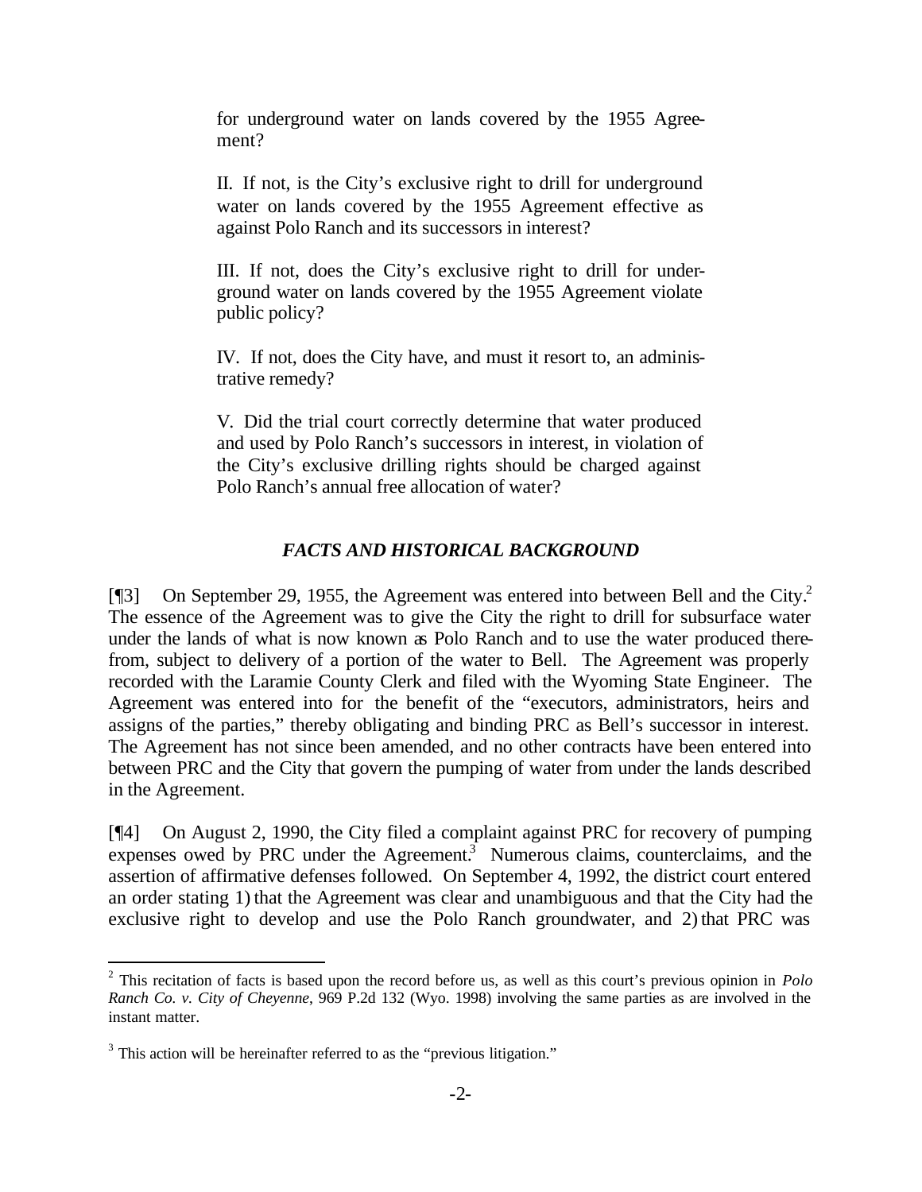for underground water on lands covered by the 1955 Agreement?

II. If not, is the City's exclusive right to drill for underground water on lands covered by the 1955 Agreement effective as against Polo Ranch and its successors in interest?

III. If not, does the City's exclusive right to drill for underground water on lands covered by the 1955 Agreement violate public policy?

IV. If not, does the City have, and must it resort to, an administrative remedy?

V. Did the trial court correctly determine that water produced and used by Polo Ranch's successors in interest, in violation of the City's exclusive drilling rights should be charged against Polo Ranch's annual free allocation of water?

## *FACTS AND HISTORICAL BACKGROUND*

[¶3] On September 29, 1955, the Agreement was entered into between Bell and the City.[2] The essence of the Agreement was to give the City the right to drill for subsurface water under the lands of what is now known as Polo Ranch and to use the water produced therefrom, subject to delivery of a portion of the water to Bell. The Agreement was properly recorded with the Laramie County Clerk and filed with the Wyoming State Engineer. The Agreement was entered into for the benefit of the "executors, administrators, heirs and assigns of the parties," thereby obligating and binding PRC as Bell's successor in interest. The Agreement has not since been amended, and no other contracts have been entered into between PRC and the City that govern the pumping of water from under the lands described in the Agreement.

[¶4] On August 2, 1990, the City filed a complaint against PRC for recovery of pumping expenses owed by PRC under the Agreement.[3] Numerous claims, counterclaims, and the assertion of affirmative defenses followed. On September 4, 1992, the district court entered an order stating 1) that the Agreement was clear and unambiguous and that the City had the exclusive right to develop and use the Polo Ranch groundwater, and 2) that PRC was

---

[2] This recitation of facts is based upon the record before us, as well as this court's previous opinion in *Polo Ranch Co. v. City of Cheyenne*, 969 P.2d 132 (Wyo. 1998) involving the same parties as are involved in the instant matter.

[3] This action will be hereinafter referred to as the "previous litigation."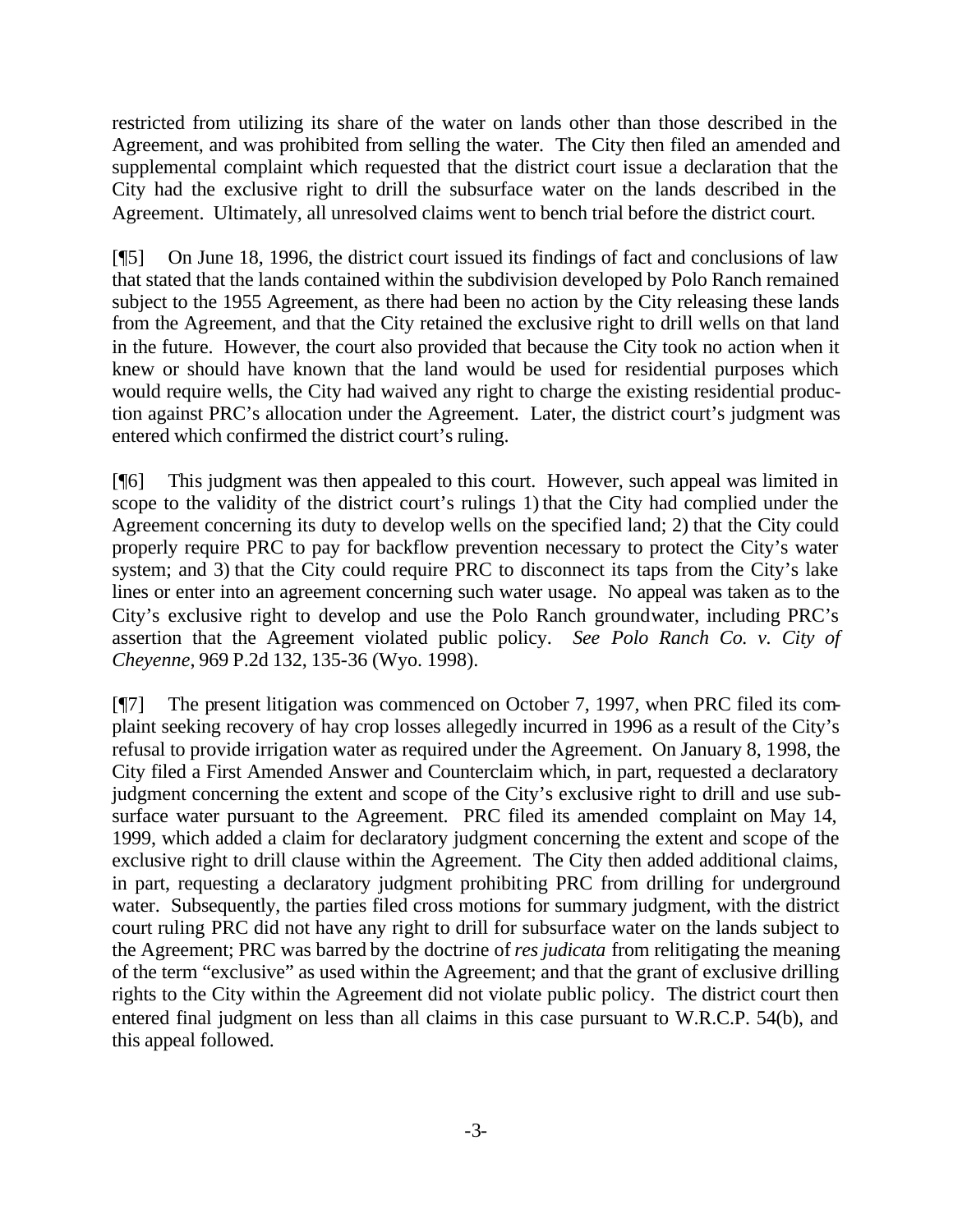restricted from utilizing its share of the water on lands other than those described in the Agreement, and was prohibited from selling the water. The City then filed an amended and supplemental complaint which requested that the district court issue a declaration that the City had the exclusive right to drill the subsurface water on the lands described in the Agreement. Ultimately, all unresolved claims went to bench trial before the district court.

[¶5] On June 18, 1996, the district court issued its findings of fact and conclusions of law that stated that the lands contained within the subdivision developed by Polo Ranch remained subject to the 1955 Agreement, as there had been no action by the City releasing these lands from the Agreement, and that the City retained the exclusive right to drill wells on that land in the future. However, the court also provided that because the City took no action when it knew or should have known that the land would be used for residential purposes which would require wells, the City had waived any right to charge the existing residential production against PRC's allocation under the Agreement. Later, the district court's judgment was entered which confirmed the district court's ruling.

[¶6] This judgment was then appealed to this court. However, such appeal was limited in scope to the validity of the district court's rulings 1) that the City had complied under the Agreement concerning its duty to develop wells on the specified land; 2) that the City could properly require PRC to pay for backflow prevention necessary to protect the City's water system; and 3) that the City could require PRC to disconnect its taps from the City's lake lines or enter into an agreement concerning such water usage. No appeal was taken as to the City's exclusive right to develop and use the Polo Ranch groundwater, including PRC's assertion that the Agreement violated public policy. *See Polo Ranch Co. v. City of Cheyenne*, 969 P.2d 132, 135-36 (Wyo. 1998).

[¶7] The present litigation was commenced on October 7, 1997, when PRC filed its complaint seeking recovery of hay crop losses allegedly incurred in 1996 as a result of the City's refusal to provide irrigation water as required under the Agreement. On January 8, 1998, the City filed a First Amended Answer and Counterclaim which, in part, requested a declaratory judgment concerning the extent and scope of the City's exclusive right to drill and use subsurface water pursuant to the Agreement. PRC filed its amended complaint on May 14, 1999, which added a claim for declaratory judgment concerning the extent and scope of the exclusive right to drill clause within the Agreement. The City then added additional claims, in part, requesting a declaratory judgment prohibiting PRC from drilling for underground water. Subsequently, the parties filed cross motions for summary judgment, with the district court ruling PRC did not have any right to drill for subsurface water on the lands subject to the Agreement; PRC was barred by the doctrine of *res judicata* from relitigating the meaning of the term "exclusive" as used within the Agreement; and that the grant of exclusive drilling rights to the City within the Agreement did not violate public policy. The district court then entered final judgment on less than all claims in this case pursuant to W.R.C.P. 54(b), and this appeal followed.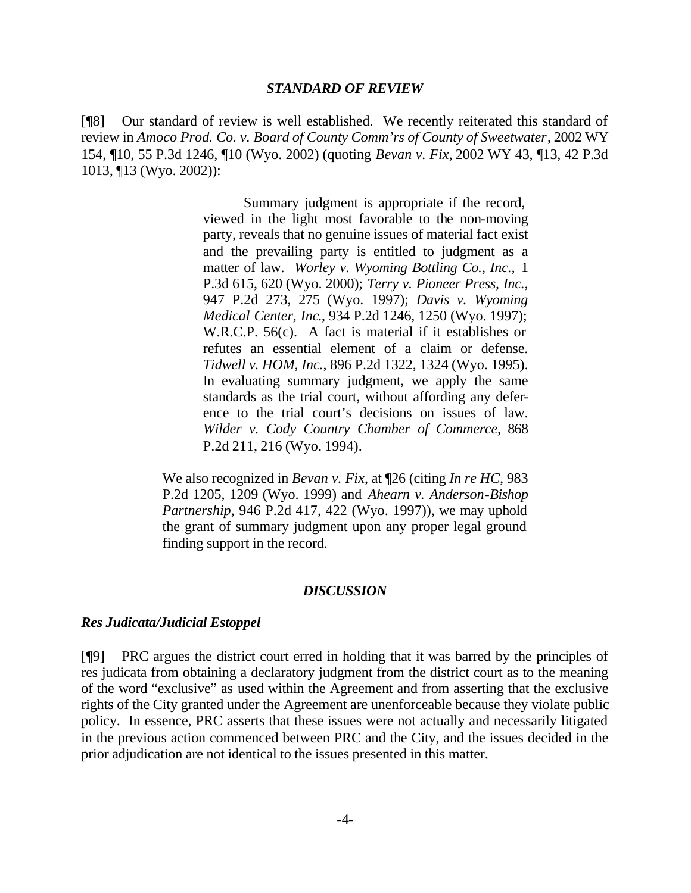### *STANDARD OF REVIEW*

[¶8] Our standard of review is well established. We recently reiterated this standard of review in *Amoco Prod. Co. v. Board of County Comm'rs of County of Sweetwater*, 2002 WY 154, ¶10, 55 P.3d 1246, ¶10 (Wyo. 2002) (quoting *Bevan v. Fix*, 2002 WY 43, ¶13, 42 P.3d 1013, ¶13 (Wyo. 2002)):

> Summary judgment is appropriate if the record, viewed in the light most favorable to the non-moving party, reveals that no genuine issues of material fact exist and the prevailing party is entitled to judgment as a matter of law. *Worley v. Wyoming Bottling Co., Inc.*, 1 P.3d 615, 620 (Wyo. 2000); *Terry v. Pioneer Press, Inc.*, 947 P.2d 273, 275 (Wyo. 1997); *Davis v. Wyoming Medical Center, Inc.*, 934 P.2d 1246, 1250 (Wyo. 1997); W.R.C.P. 56(c). A fact is material if it establishes or refutes an essential element of a claim or defense. *Tidwell v. HOM, Inc.*, 896 P.2d 1322, 1324 (Wyo. 1995). In evaluating summary judgment, we apply the same standards as the trial court, without affording any deference to the trial court's decisions on issues of law. *Wilder v. Cody Country Chamber of Commerce*, 868 P.2d 211, 216 (Wyo. 1994).
>
> We also recognized in *Bevan v. Fix*, at ¶26 (citing *In re HC*, 983 P.2d 1205, 1209 (Wyo. 1999) and *Ahearn v. Anderson-Bishop Partnership*, 946 P.2d 417, 422 (Wyo. 1997)), we may uphold the grant of summary judgment upon any proper legal ground finding support in the record.

### *DISCUSSION*

#### ***Res Judicata/Judicial Estoppel***

[¶9] PRC argues the district court erred in holding that it was barred by the principles of res judicata from obtaining a declaratory judgment from the district court as to the meaning of the word "exclusive" as used within the Agreement and from asserting that the exclusive rights of the City granted under the Agreement are unenforceable because they violate public policy. In essence, PRC asserts that these issues were not actually and necessarily litigated in the previous action commenced between PRC and the City, and the issues decided in the prior adjudication are not identical to the issues presented in this matter.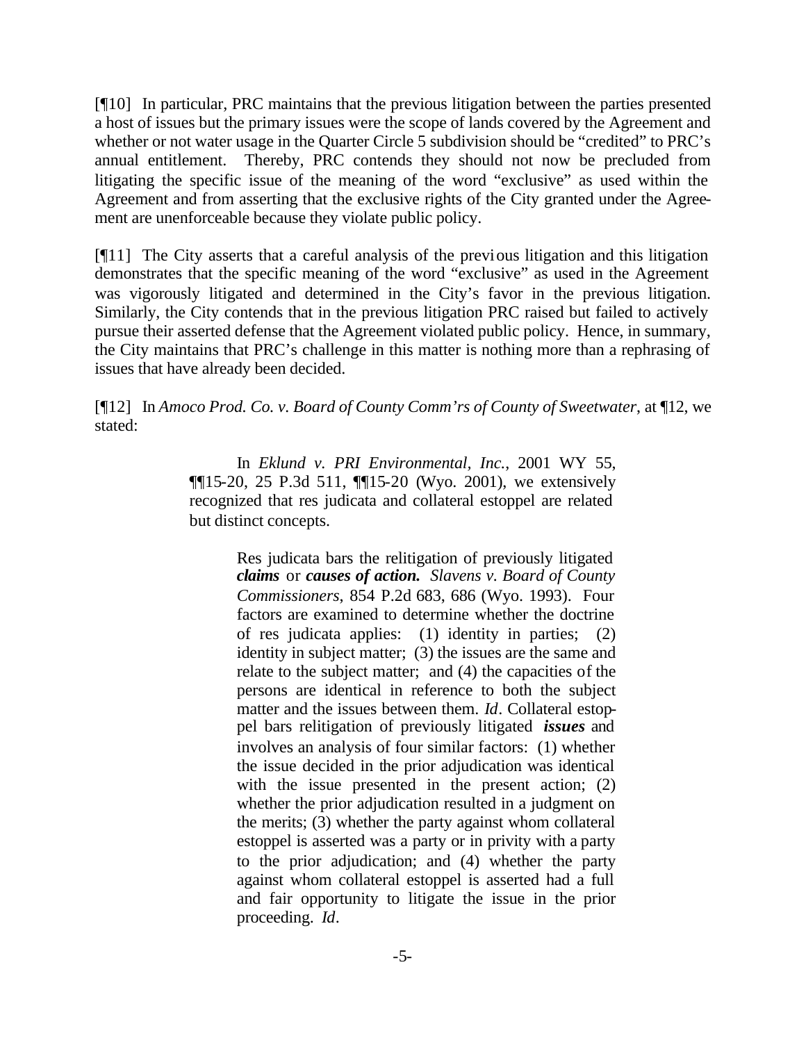[¶10] In particular, PRC maintains that the previous litigation between the parties presented a host of issues but the primary issues were the scope of lands covered by the Agreement and whether or not water usage in the Quarter Circle 5 subdivision should be "credited" to PRC's annual entitlement. Thereby, PRC contends they should not now be precluded from litigating the specific issue of the meaning of the word "exclusive" as used within the Agreement and from asserting that the exclusive rights of the City granted under the Agreement are unenforceable because they violate public policy.

[¶11] The City asserts that a careful analysis of the previous litigation and this litigation demonstrates that the specific meaning of the word "exclusive" as used in the Agreement was vigorously litigated and determined in the City's favor in the previous litigation. Similarly, the City contends that in the previous litigation PRC raised but failed to actively pursue their asserted defense that the Agreement violated public policy. Hence, in summary, the City maintains that PRC's challenge in this matter is nothing more than a rephrasing of issues that have already been decided.

[¶12] In *Amoco Prod. Co. v. Board of County Comm'rs of County of Sweetwater*, at ¶12, we stated:

> In *Eklund v. PRI Environmental, Inc.*, 2001 WY 55, ¶¶15-20, 25 P.3d 511, ¶¶15-20 (Wyo. 2001), we extensively recognized that res judicata and collateral estoppel are related but distinct concepts.
>
> > Res judicata bars the relitigation of previously litigated ***claims*** or ***causes of action.*** *Slavens v. Board of County Commissioners*, 854 P.2d 683, 686 (Wyo. 1993). Four factors are examined to determine whether the doctrine of res judicata applies: (1) identity in parties; (2) identity in subject matter; (3) the issues are the same and relate to the subject matter; and (4) the capacities of the persons are identical in reference to both the subject matter and the issues between them. *Id*. Collateral estoppel bars relitigation of previously litigated ***issues*** and involves an analysis of four similar factors: (1) whether the issue decided in the prior adjudication was identical with the issue presented in the present action; (2) whether the prior adjudication resulted in a judgment on the merits; (3) whether the party against whom collateral estoppel is asserted was a party or in privity with a party to the prior adjudication; and (4) whether the party against whom collateral estoppel is asserted had a full and fair opportunity to litigate the issue in the prior proceeding. *Id*.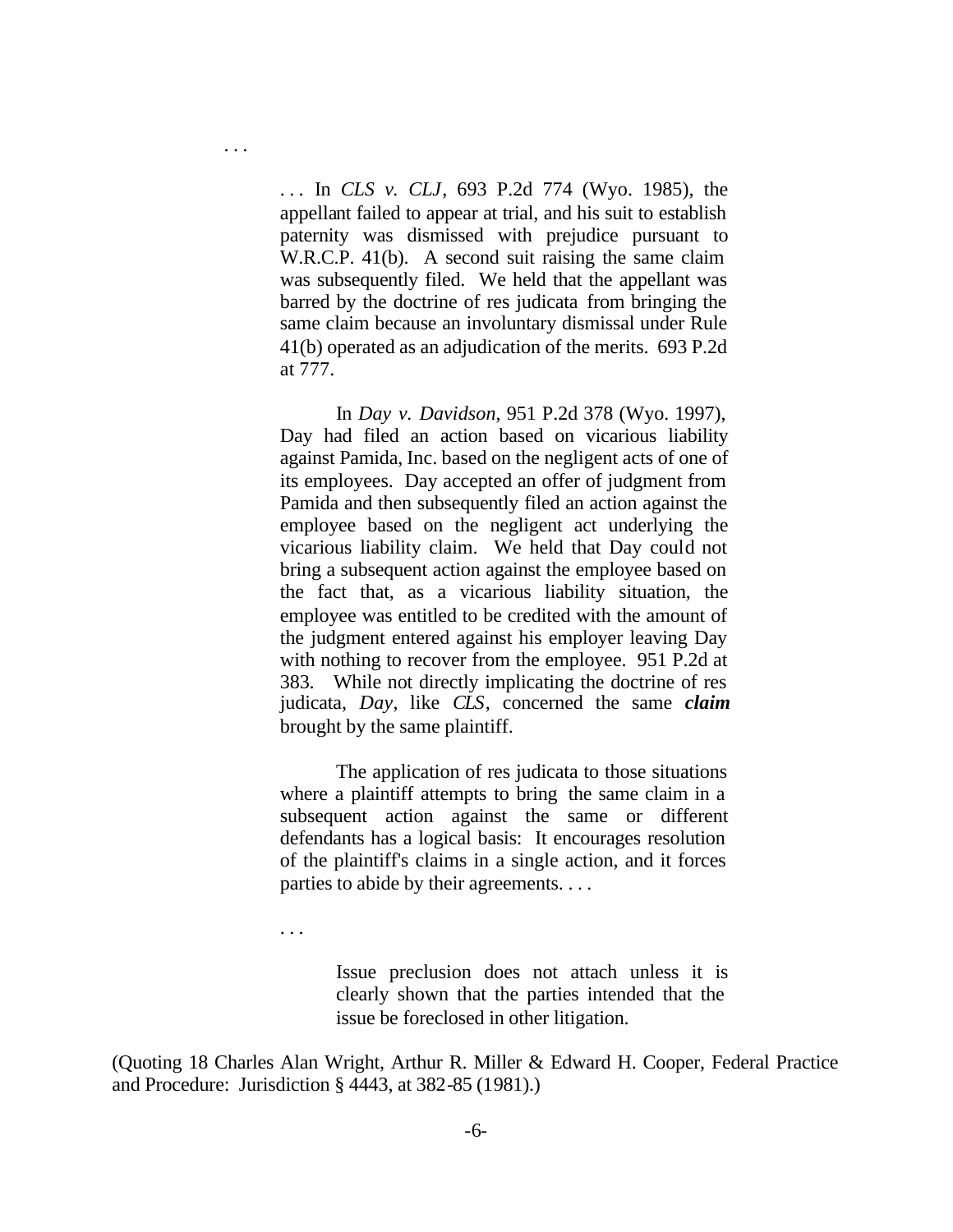. . .

> . . . In *CLS v. CLJ*, 693 P.2d 774 (Wyo. 1985), the appellant failed to appear at trial, and his suit to establish paternity was dismissed with prejudice pursuant to W.R.C.P. 41(b). A second suit raising the same claim was subsequently filed. We held that the appellant was barred by the doctrine of res judicata from bringing the same claim because an involuntary dismissal under Rule 41(b) operated as an adjudication of the merits. 693 P.2d at 777.
>
> In *Day v. Davidson*, 951 P.2d 378 (Wyo. 1997), Day had filed an action based on vicarious liability against Pamida, Inc. based on the negligent acts of one of its employees. Day accepted an offer of judgment from Pamida and then subsequently filed an action against the employee based on the negligent act underlying the vicarious liability claim. We held that Day could not bring a subsequent action against the employee based on the fact that, as a vicarious liability situation, the employee was entitled to be credited with the amount of the judgment entered against his employer leaving Day with nothing to recover from the employee. 951 P.2d at 383. While not directly implicating the doctrine of res judicata, *Day*, like *CLS*, concerned the same ***claim*** brought by the same plaintiff.
>
> The application of res judicata to those situations where a plaintiff attempts to bring the same claim in a subsequent action against the same or different defendants has a logical basis: It encourages resolution of the plaintiff's claims in a single action, and it forces parties to abide by their agreements. . . .
>
> . . .
>
>> Issue preclusion does not attach unless it is clearly shown that the parties intended that the issue be foreclosed in other litigation.

(Quoting 18 Charles Alan Wright, Arthur R. Miller & Edward H. Cooper, Federal Practice and Procedure: Jurisdiction § 4443, at 382-85 (1981).)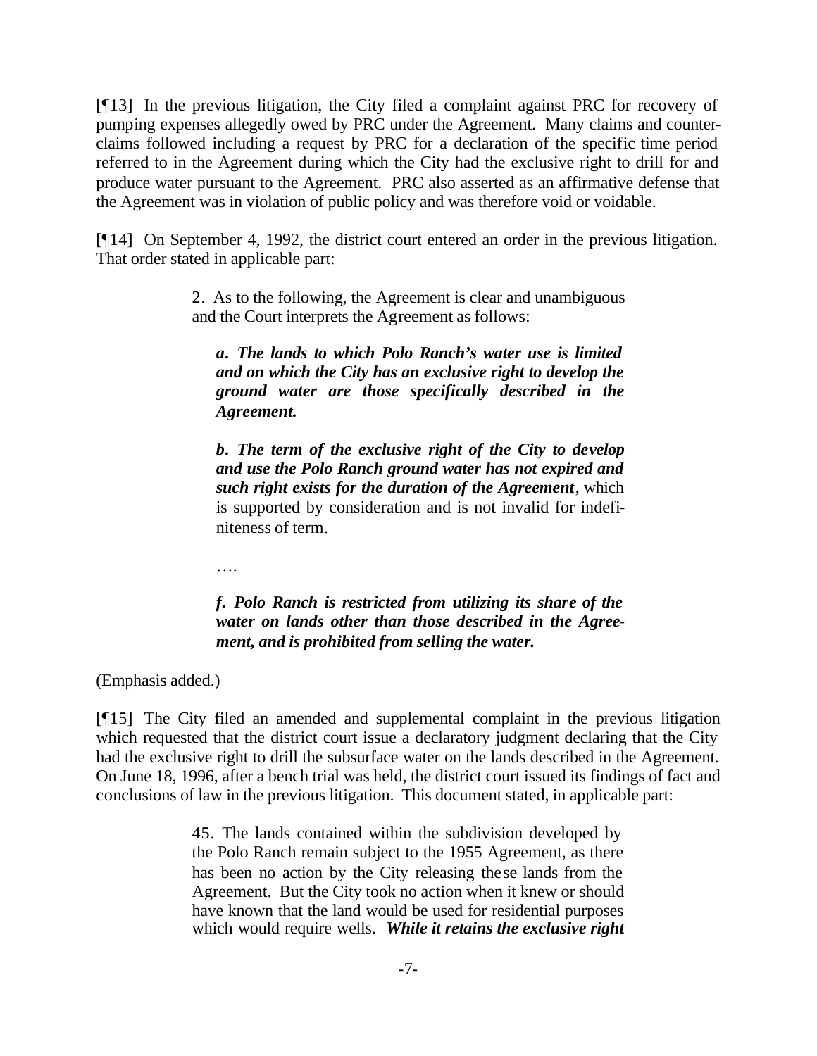[¶13] In the previous litigation, the City filed a complaint against PRC for recovery of pumping expenses allegedly owed by PRC under the Agreement. Many claims and counter-claims followed including a request by PRC for a declaration of the specific time period referred to in the Agreement during which the City had the exclusive right to drill for and produce water pursuant to the Agreement. PRC also asserted as an affirmative defense that the Agreement was in violation of public policy and was therefore void or voidable.

[¶14] On September 4, 1992, the district court entered an order in the previous litigation. That order stated in applicable part:

> 2. As to the following, the Agreement is clear and unambiguous and the Court interprets the Agreement as follows:
>
> > ***a. The lands to which Polo Ranch's water use is limited and on which the City has an exclusive right to develop the ground water are those specifically described in the Agreement.***
> >
> > ***b. The term of the exclusive right of the City to develop and use the Polo Ranch ground water has not expired and such right exists for the duration of the Agreement***, which is supported by consideration and is not invalid for indefiniteness of term.
> >
> > ….
> >
> > ***f. Polo Ranch is restricted from utilizing its share of the water on lands other than those described in the Agreement, and is prohibited from selling the water.***

(Emphasis added.)

[¶15] The City filed an amended and supplemental complaint in the previous litigation which requested that the district court issue a declaratory judgment declaring that the City had the exclusive right to drill the subsurface water on the lands described in the Agreement. On June 18, 1996, after a bench trial was held, the district court issued its findings of fact and conclusions of law in the previous litigation. This document stated, in applicable part:

> 45. The lands contained within the subdivision developed by the Polo Ranch remain subject to the 1955 Agreement, as there has been no action by the City releasing these lands from the Agreement. But the City took no action when it knew or should have known that the land would be used for residential purposes which would require wells. ***While it retains the exclusive right***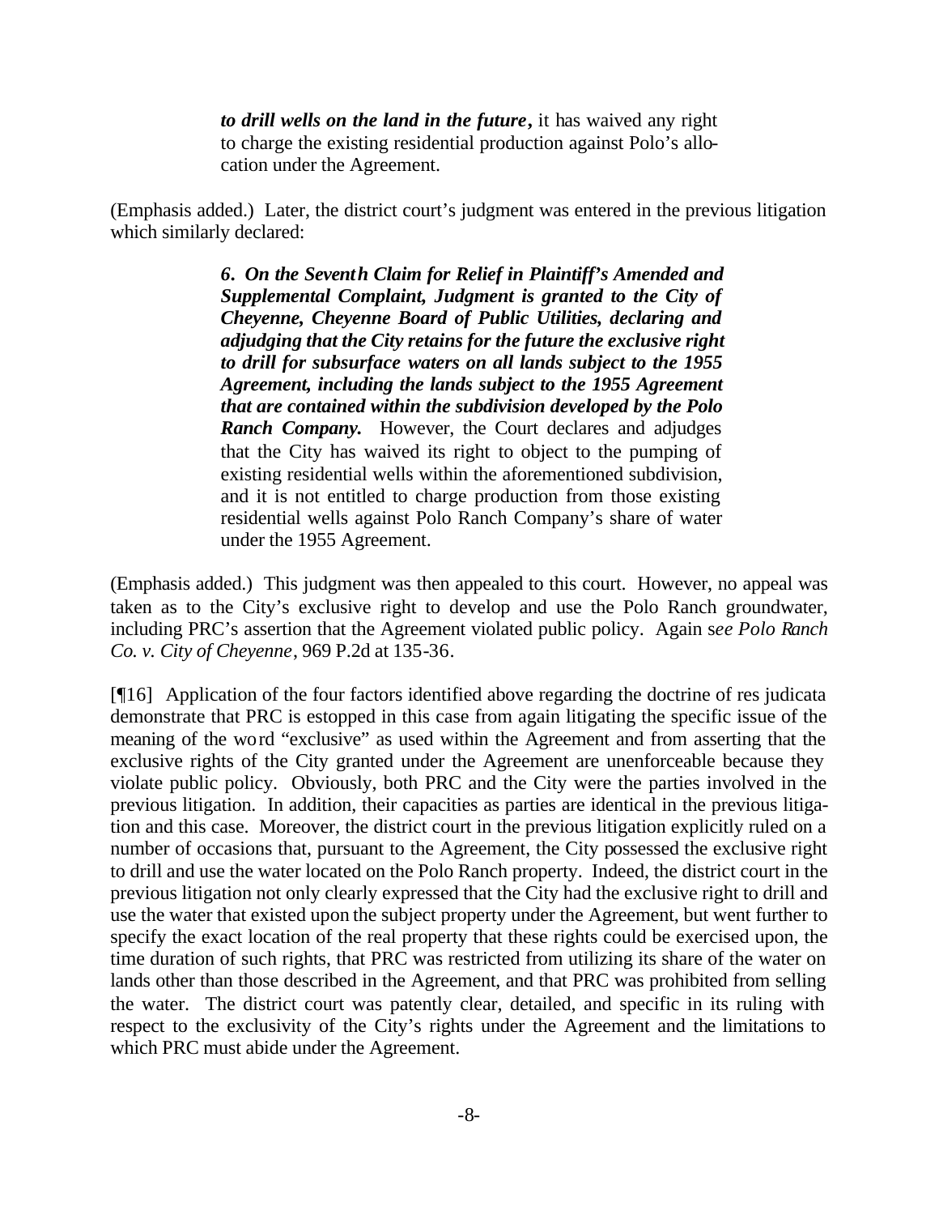> ***to drill wells on the land in the future*****,** it has waived any right to charge the existing residential production against Polo's allocation under the Agreement.

(Emphasis added.) Later, the district court's judgment was entered in the previous litigation which similarly declared:

> ***6. On the Seventh Claim for Relief in Plaintiff's Amended and Supplemental Complaint, Judgment is granted to the City of Cheyenne, Cheyenne Board of Public Utilities, declaring and adjudging that the City retains for the future the exclusive right to drill for subsurface waters on all lands subject to the 1955 Agreement, including the lands subject to the 1955 Agreement that are contained within the subdivision developed by the Polo Ranch Company.*** However, the Court declares and adjudges that the City has waived its right to object to the pumping of existing residential wells within the aforementioned subdivision, and it is not entitled to charge production from those existing residential wells against Polo Ranch Company's share of water under the 1955 Agreement.

(Emphasis added.) This judgment was then appealed to this court. However, no appeal was taken as to the City's exclusive right to develop and use the Polo Ranch groundwater, including PRC's assertion that the Agreement violated public policy. Again s*ee Polo Ranch Co. v. City of Cheyenne*, 969 P.2d at 135-36.

[¶16] Application of the four factors identified above regarding the doctrine of res judicata demonstrate that PRC is estopped in this case from again litigating the specific issue of the meaning of the word "exclusive" as used within the Agreement and from asserting that the exclusive rights of the City granted under the Agreement are unenforceable because they violate public policy. Obviously, both PRC and the City were the parties involved in the previous litigation. In addition, their capacities as parties are identical in the previous litigation and this case. Moreover, the district court in the previous litigation explicitly ruled on a number of occasions that, pursuant to the Agreement, the City possessed the exclusive right to drill and use the water located on the Polo Ranch property. Indeed, the district court in the previous litigation not only clearly expressed that the City had the exclusive right to drill and use the water that existed upon the subject property under the Agreement, but went further to specify the exact location of the real property that these rights could be exercised upon, the time duration of such rights, that PRC was restricted from utilizing its share of the water on lands other than those described in the Agreement, and that PRC was prohibited from selling the water. The district court was patently clear, detailed, and specific in its ruling with respect to the exclusivity of the City's rights under the Agreement and the limitations to which PRC must abide under the Agreement.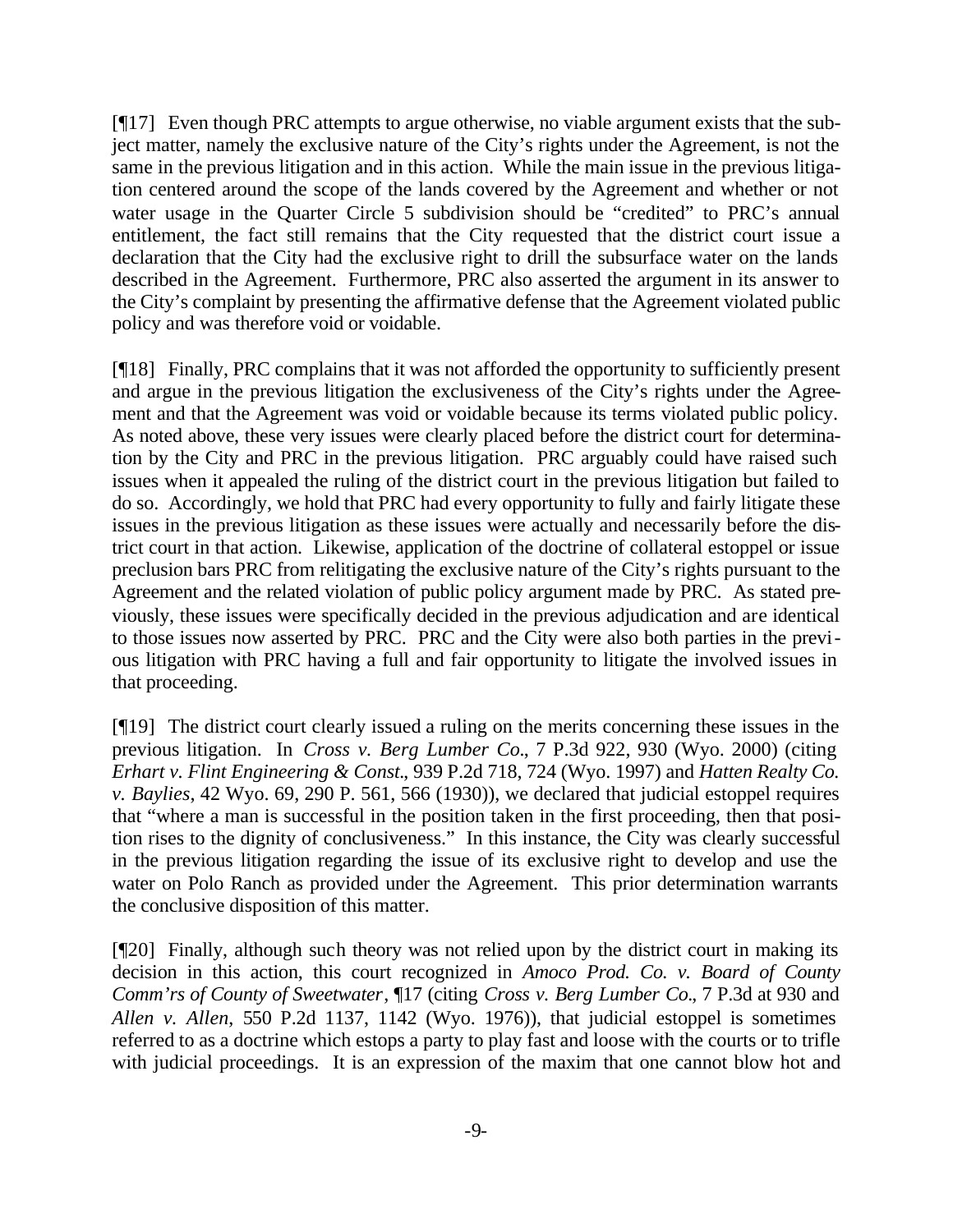[¶17] Even though PRC attempts to argue otherwise, no viable argument exists that the subject matter, namely the exclusive nature of the City's rights under the Agreement, is not the same in the previous litigation and in this action. While the main issue in the previous litigation centered around the scope of the lands covered by the Agreement and whether or not water usage in the Quarter Circle 5 subdivision should be "credited" to PRC's annual entitlement, the fact still remains that the City requested that the district court issue a declaration that the City had the exclusive right to drill the subsurface water on the lands described in the Agreement. Furthermore, PRC also asserted the argument in its answer to the City's complaint by presenting the affirmative defense that the Agreement violated public policy and was therefore void or voidable.

[¶18] Finally, PRC complains that it was not afforded the opportunity to sufficiently present and argue in the previous litigation the exclusiveness of the City's rights under the Agreement and that the Agreement was void or voidable because its terms violated public policy. As noted above, these very issues were clearly placed before the district court for determination by the City and PRC in the previous litigation. PRC arguably could have raised such issues when it appealed the ruling of the district court in the previous litigation but failed to do so. Accordingly, we hold that PRC had every opportunity to fully and fairly litigate these issues in the previous litigation as these issues were actually and necessarily before the district court in that action. Likewise, application of the doctrine of collateral estoppel or issue preclusion bars PRC from relitigating the exclusive nature of the City's rights pursuant to the Agreement and the related violation of public policy argument made by PRC. As stated previously, these issues were specifically decided in the previous adjudication and are identical to those issues now asserted by PRC. PRC and the City were also both parties in the previous litigation with PRC having a full and fair opportunity to litigate the involved issues in that proceeding.

[¶19] The district court clearly issued a ruling on the merits concerning these issues in the previous litigation. In *Cross v. Berg Lumber Co.*, 7 P.3d 922, 930 (Wyo. 2000) (citing *Erhart v. Flint Engineering & Const.*, 939 P.2d 718, 724 (Wyo. 1997) and *Hatten Realty Co. v. Baylies*, 42 Wyo. 69, 290 P. 561, 566 (1930)), we declared that judicial estoppel requires that "where a man is successful in the position taken in the first proceeding, then that position rises to the dignity of conclusiveness." In this instance, the City was clearly successful in the previous litigation regarding the issue of its exclusive right to develop and use the water on Polo Ranch as provided under the Agreement. This prior determination warrants the conclusive disposition of this matter.

[¶20] Finally, although such theory was not relied upon by the district court in making its decision in this action, this court recognized in *Amoco Prod. Co. v. Board of County Comm'rs of County of Sweetwater*, ¶17 (citing *Cross v. Berg Lumber Co.*, 7 P.3d at 930 and *Allen v. Allen*, 550 P.2d 1137, 1142 (Wyo. 1976)), that judicial estoppel is sometimes referred to as a doctrine which estops a party to play fast and loose with the courts or to trifle with judicial proceedings. It is an expression of the maxim that one cannot blow hot and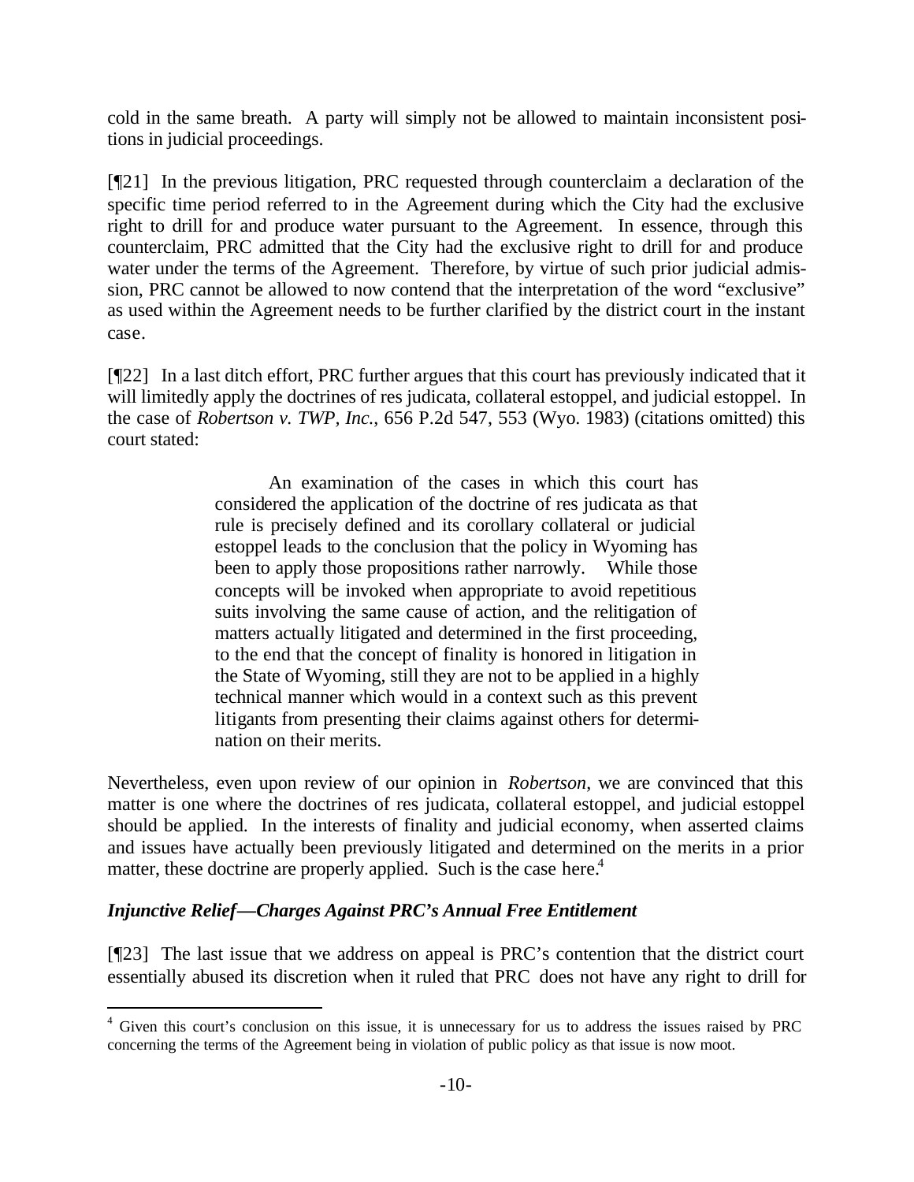cold in the same breath. A party will simply not be allowed to maintain inconsistent positions in judicial proceedings.

[¶21] In the previous litigation, PRC requested through counterclaim a declaration of the specific time period referred to in the Agreement during which the City had the exclusive right to drill for and produce water pursuant to the Agreement. In essence, through this counterclaim, PRC admitted that the City had the exclusive right to drill for and produce water under the terms of the Agreement. Therefore, by virtue of such prior judicial admission, PRC cannot be allowed to now contend that the interpretation of the word "exclusive" as used within the Agreement needs to be further clarified by the district court in the instant case.

[¶22] In a last ditch effort, PRC further argues that this court has previously indicated that it will limitedly apply the doctrines of res judicata, collateral estoppel, and judicial estoppel. In the case of *Robertson v. TWP, Inc.*, 656 P.2d 547, 553 (Wyo. 1983) (citations omitted) this court stated:

> An examination of the cases in which this court has considered the application of the doctrine of res judicata as that rule is precisely defined and its corollary collateral or judicial estoppel leads to the conclusion that the policy in Wyoming has been to apply those propositions rather narrowly. While those concepts will be invoked when appropriate to avoid repetitious suits involving the same cause of action, and the relitigation of matters actually litigated and determined in the first proceeding, to the end that the concept of finality is honored in litigation in the State of Wyoming, still they are not to be applied in a highly technical manner which would in a context such as this prevent litigants from presenting their claims against others for determination on their merits.

Nevertheless, even upon review of our opinion in *Robertson*, we are convinced that this matter is one where the doctrines of res judicata, collateral estoppel, and judicial estoppel should be applied. In the interests of finality and judicial economy, when asserted claims and issues have actually been previously litigated and determined on the merits in a prior matter, these doctrine are properly applied. Such is the case here.[4]

### *Injunctive Relief—Charges Against PRC's Annual Free Entitlement*

[¶23] The last issue that we address on appeal is PRC's contention that the district court essentially abused its discretion when it ruled that PRC does not have any right to drill for

---

[4] Given this court's conclusion on this issue, it is unnecessary for us to address the issues raised by PRC concerning the terms of the Agreement being in violation of public policy as that issue is now moot.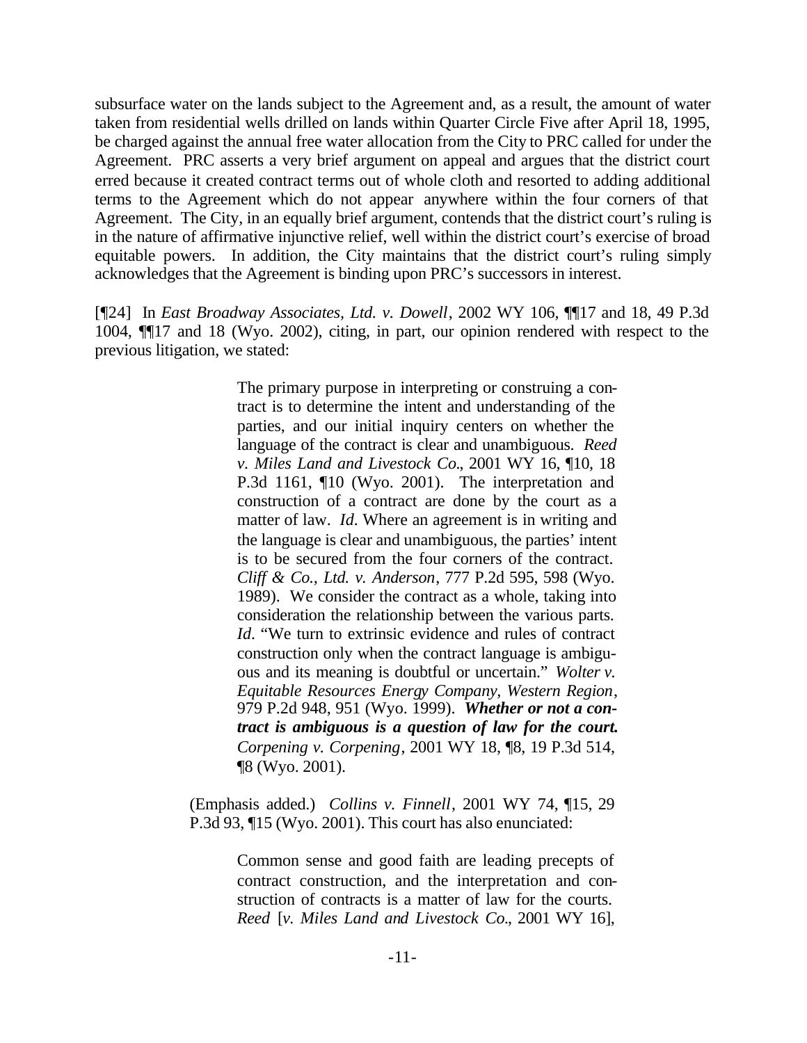subsurface water on the lands subject to the Agreement and, as a result, the amount of water taken from residential wells drilled on lands within Quarter Circle Five after April 18, 1995, be charged against the annual free water allocation from the City to PRC called for under the Agreement. PRC asserts a very brief argument on appeal and argues that the district court erred because it created contract terms out of whole cloth and resorted to adding additional terms to the Agreement which do not appear anywhere within the four corners of that Agreement. The City, in an equally brief argument, contends that the district court's ruling is in the nature of affirmative injunctive relief, well within the district court's exercise of broad equitable powers. In addition, the City maintains that the district court's ruling simply acknowledges that the Agreement is binding upon PRC's successors in interest.

[¶24] In *East Broadway Associates, Ltd. v. Dowell*, 2002 WY 106, ¶¶17 and 18, 49 P.3d 1004, ¶¶17 and 18 (Wyo. 2002), citing, in part, our opinion rendered with respect to the previous litigation, we stated:

> > The primary purpose in interpreting or construing a contract is to determine the intent and understanding of the parties, and our initial inquiry centers on whether the language of the contract is clear and unambiguous. *Reed v. Miles Land and Livestock Co.*, 2001 WY 16, ¶10, 18 P.3d 1161, ¶10 (Wyo. 2001). The interpretation and construction of a contract are done by the court as a matter of law. *Id*. Where an agreement is in writing and the language is clear and unambiguous, the parties' intent is to be secured from the four corners of the contract. *Cliff & Co., Ltd. v. Anderson*, 777 P.2d 595, 598 (Wyo. 1989). We consider the contract as a whole, taking into consideration the relationship between the various parts. *Id*. "We turn to extrinsic evidence and rules of contract construction only when the contract language is ambiguous and its meaning is doubtful or uncertain." *Wolter v. Equitable Resources Energy Company, Western Region*, 979 P.2d 948, 951 (Wyo. 1999). ***Whether or not a contract is ambiguous is a question of law for the court.*** *Corpening v. Corpening*, 2001 WY 18, ¶8, 19 P.3d 514, ¶8 (Wyo. 2001).
>
> (Emphasis added.) *Collins v. Finnell*, 2001 WY 74, ¶15, 29 P.3d 93, ¶15 (Wyo. 2001). This court has also enunciated:
>
> > Common sense and good faith are leading precepts of contract construction, and the interpretation and construction of contracts is a matter of law for the courts. *Reed* [*v. Miles Land and Livestock Co.*, 2001 WY 16],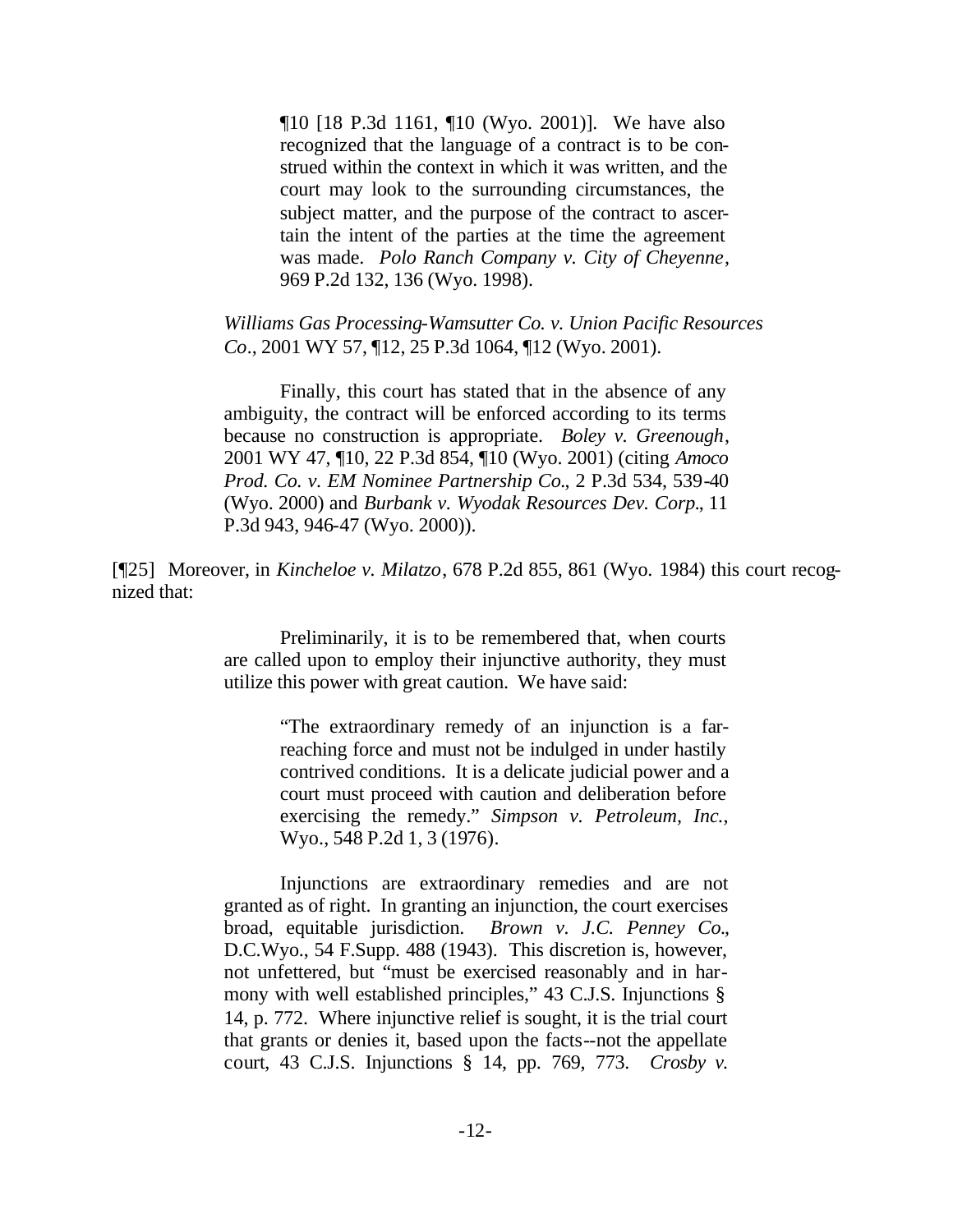> > ¶10 [18 P.3d 1161, ¶10 (Wyo. 2001)]. We have also recognized that the language of a contract is to be construed within the context in which it was written, and the court may look to the surrounding circumstances, the subject matter, and the purpose of the contract to ascertain the intent of the parties at the time the agreement was made. *Polo Ranch Company v. City of Cheyenne*, 969 P.2d 132, 136 (Wyo. 1998).
>
> *Williams Gas Processing-Wamsutter Co. v. Union Pacific Resources Co.*, 2001 WY 57, ¶12, 25 P.3d 1064, ¶12 (Wyo. 2001).
>
> Finally, this court has stated that in the absence of any ambiguity, the contract will be enforced according to its terms because no construction is appropriate. *Boley v. Greenough*, 2001 WY 47, ¶10, 22 P.3d 854, ¶10 (Wyo. 2001) (citing *Amoco Prod. Co. v. EM Nominee Partnership Co.*, 2 P.3d 534, 539-40 (Wyo. 2000) and *Burbank v. Wyodak Resources Dev. Corp.*, 11 P.3d 943, 946-47 (Wyo. 2000)).

[¶25] Moreover, in *Kincheloe v. Milatzo*, 678 P.2d 855, 861 (Wyo. 1984) this court recognized that:

> Preliminarily, it is to be remembered that, when courts are called upon to employ their injunctive authority, they must utilize this power with great caution. We have said:
>
> > "The extraordinary remedy of an injunction is a far-reaching force and must not be indulged in under hastily contrived conditions. It is a delicate judicial power and a court must proceed with caution and deliberation before exercising the remedy." *Simpson v. Petroleum, Inc.*, Wyo., 548 P.2d 1, 3 (1976).
>
> Injunctions are extraordinary remedies and are not granted as of right. In granting an injunction, the court exercises broad, equitable jurisdiction. *Brown v. J.C. Penney Co.*, D.C.Wyo., 54 F.Supp. 488 (1943). This discretion is, however, not unfettered, but "must be exercised reasonably and in harmony with well established principles," 43 C.J.S. Injunctions § 14, p. 772. Where injunctive relief is sought, it is the trial court that grants or denies it, based upon the facts--not the appellate court, 43 C.J.S. Injunctions § 14, pp. 769, 773. *Crosby v.*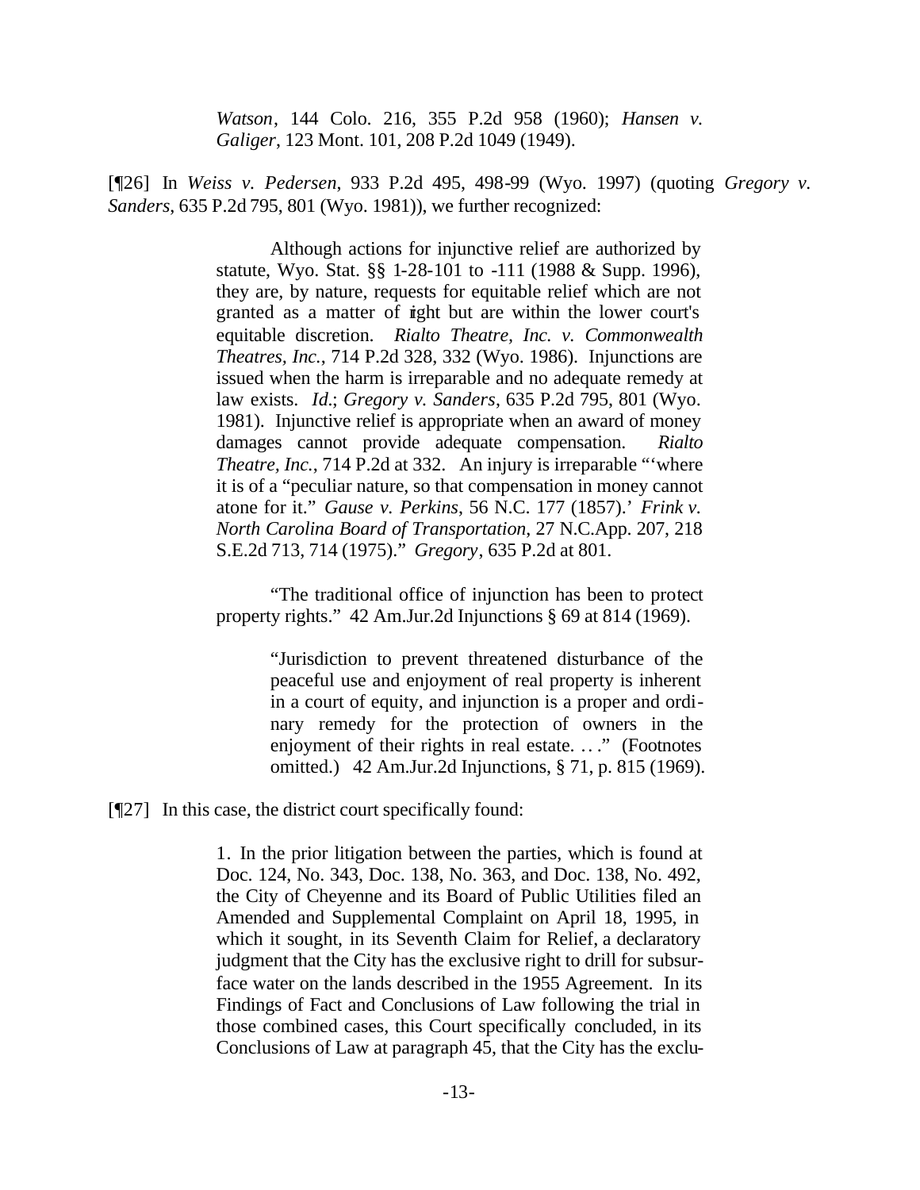*Watson*, 144 Colo. 216, 355 P.2d 958 (1960); *Hansen v. Galiger*, 123 Mont. 101, 208 P.2d 1049 (1949).

[¶26] In *Weiss v. Pedersen*, 933 P.2d 495, 498-99 (Wyo. 1997) (quoting *Gregory v. Sanders*, 635 P.2d 795, 801 (Wyo. 1981)), we further recognized:

> Although actions for injunctive relief are authorized by statute, Wyo. Stat. §§ 1-28-101 to -111 (1988 & Supp. 1996), they are, by nature, requests for equitable relief which are not granted as a matter of right but are within the lower court's equitable discretion. *Rialto Theatre, Inc. v. Commonwealth Theatres, Inc.*, 714 P.2d 328, 332 (Wyo. 1986). Injunctions are issued when the harm is irreparable and no adequate remedy at law exists. *Id.*; *Gregory v. Sanders*, 635 P.2d 795, 801 (Wyo. 1981). Injunctive relief is appropriate when an award of money damages cannot provide adequate compensation. *Rialto Theatre, Inc.*, 714 P.2d at 332. An injury is irreparable "'where it is of a "peculiar nature, so that compensation in money cannot atone for it." *Gause v. Perkins*, 56 N.C. 177 (1857).' *Frink v. North Carolina Board of Transportation*, 27 N.C.App. 207, 218 S.E.2d 713, 714 (1975)." *Gregory*, 635 P.2d at 801.
>
> "The traditional office of injunction has been to protect property rights." 42 Am.Jur.2d Injunctions § 69 at 814 (1969).
>
> > "Jurisdiction to prevent threatened disturbance of the peaceful use and enjoyment of real property is inherent in a court of equity, and injunction is a proper and ordinary remedy for the protection of owners in the enjoyment of their rights in real estate. . . ." (Footnotes omitted.) 42 Am.Jur.2d Injunctions, § 71, p. 815 (1969).

[¶27] In this case, the district court specifically found:

> 1. In the prior litigation between the parties, which is found at Doc. 124, No. 343, Doc. 138, No. 363, and Doc. 138, No. 492, the City of Cheyenne and its Board of Public Utilities filed an Amended and Supplemental Complaint on April 18, 1995, in which it sought, in its Seventh Claim for Relief, a declaratory judgment that the City has the exclusive right to drill for subsurface water on the lands described in the 1955 Agreement. In its Findings of Fact and Conclusions of Law following the trial in those combined cases, this Court specifically concluded, in its Conclusions of Law at paragraph 45, that the City has the exclu-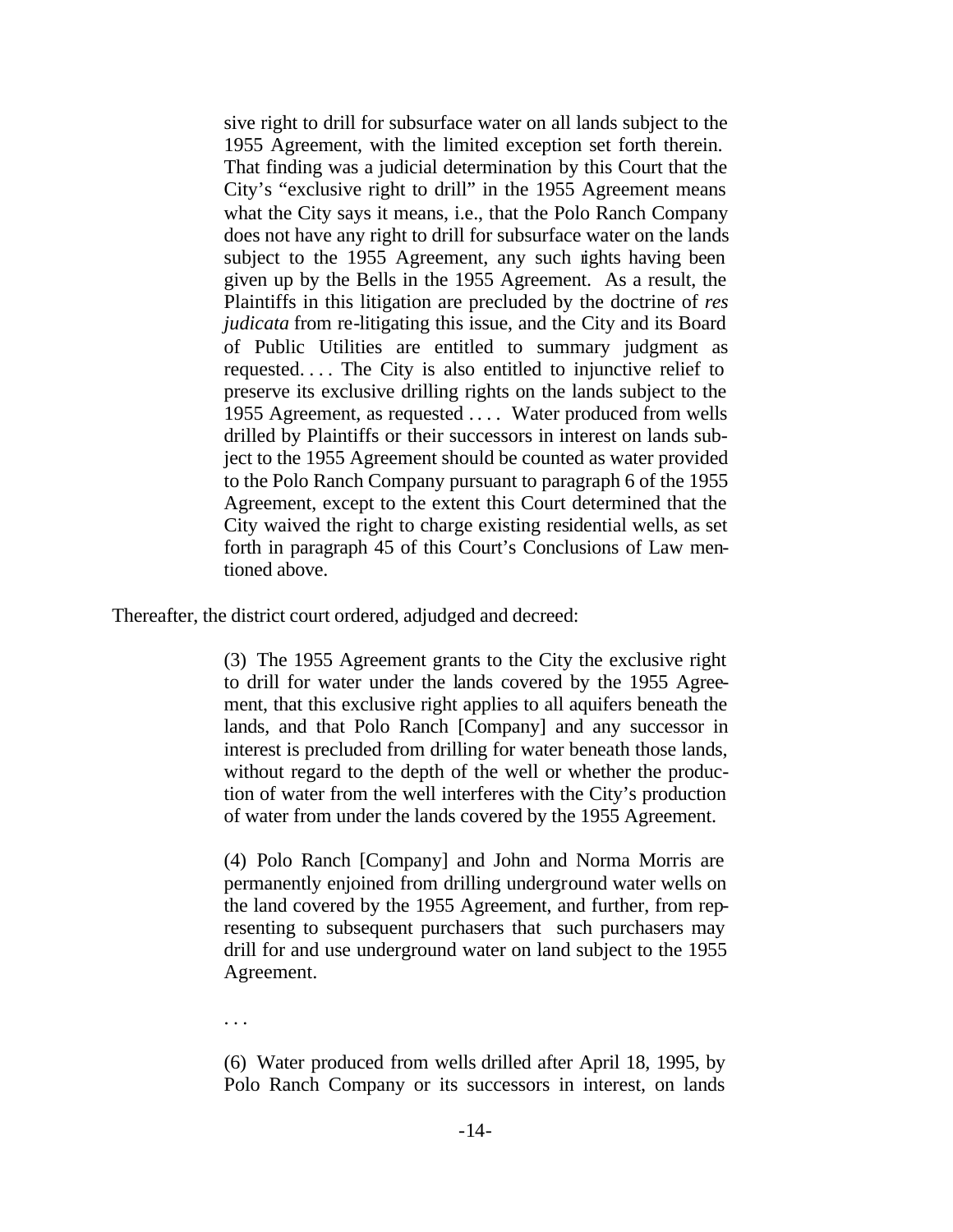sive right to drill for subsurface water on all lands subject to the 1955 Agreement, with the limited exception set forth therein. That finding was a judicial determination by this Court that the City's "exclusive right to drill" in the 1955 Agreement means what the City says it means, i.e., that the Polo Ranch Company does not have any right to drill for subsurface water on the lands subject to the 1955 Agreement, any such rights having been given up by the Bells in the 1955 Agreement. As a result, the Plaintiffs in this litigation are precluded by the doctrine of *res judicata* from re-litigating this issue, and the City and its Board of Public Utilities are entitled to summary judgment as requested. . . . The City is also entitled to injunctive relief to preserve its exclusive drilling rights on the lands subject to the 1955 Agreement, as requested . . . . Water produced from wells drilled by Plaintiffs or their successors in interest on lands subject to the 1955 Agreement should be counted as water provided to the Polo Ranch Company pursuant to paragraph 6 of the 1955 Agreement, except to the extent this Court determined that the City waived the right to charge existing residential wells, as set forth in paragraph 45 of this Court's Conclusions of Law mentioned above.

Thereafter, the district court ordered, adjudged and decreed:

> (3) The 1955 Agreement grants to the City the exclusive right to drill for water under the lands covered by the 1955 Agreement, that this exclusive right applies to all aquifers beneath the lands, and that Polo Ranch [Company] and any successor in interest is precluded from drilling for water beneath those lands, without regard to the depth of the well or whether the production of water from the well interferes with the City's production of water from under the lands covered by the 1955 Agreement.
>
> (4) Polo Ranch [Company] and John and Norma Morris are permanently enjoined from drilling underground water wells on the land covered by the 1955 Agreement, and further, from representing to subsequent purchasers that such purchasers may drill for and use underground water on land subject to the 1955 Agreement.
>
> . . .
>
> (6) Water produced from wells drilled after April 18, 1995, by Polo Ranch Company or its successors in interest, on lands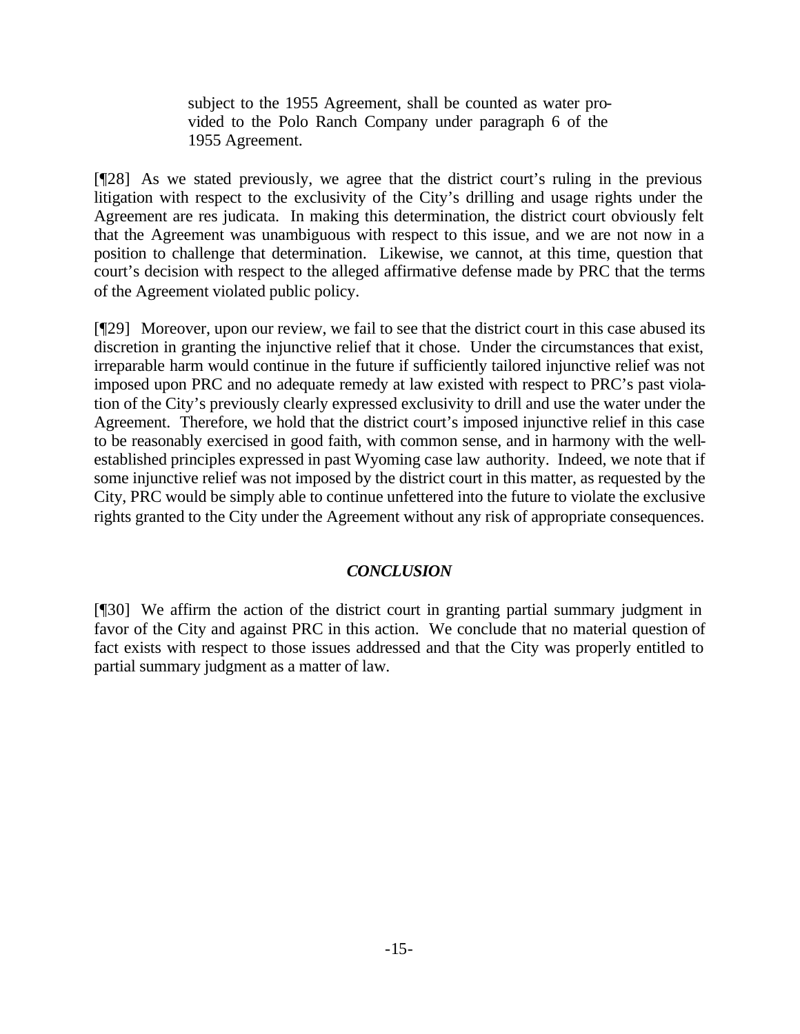> subject to the 1955 Agreement, shall be counted as water provided to the Polo Ranch Company under paragraph 6 of the 1955 Agreement.

[¶28] As we stated previously, we agree that the district court's ruling in the previous litigation with respect to the exclusivity of the City's drilling and usage rights under the Agreement are res judicata. In making this determination, the district court obviously felt that the Agreement was unambiguous with respect to this issue, and we are not now in a position to challenge that determination. Likewise, we cannot, at this time, question that court's decision with respect to the alleged affirmative defense made by PRC that the terms of the Agreement violated public policy.

[¶29] Moreover, upon our review, we fail to see that the district court in this case abused its discretion in granting the injunctive relief that it chose. Under the circumstances that exist, irreparable harm would continue in the future if sufficiently tailored injunctive relief was not imposed upon PRC and no adequate remedy at law existed with respect to PRC's past violation of the City's previously clearly expressed exclusivity to drill and use the water under the Agreement. Therefore, we hold that the district court's imposed injunctive relief in this case to be reasonably exercised in good faith, with common sense, and in harmony with the well-established principles expressed in past Wyoming case law authority. Indeed, we note that if some injunctive relief was not imposed by the district court in this matter, as requested by the City, PRC would be simply able to continue unfettered into the future to violate the exclusive rights granted to the City under the Agreement without any risk of appropriate consequences.

## *CONCLUSION*

[¶30] We affirm the action of the district court in granting partial summary judgment in favor of the City and against PRC in this action. We conclude that no material question of fact exists with respect to those issues addressed and that the City was properly entitled to partial summary judgment as a matter of law.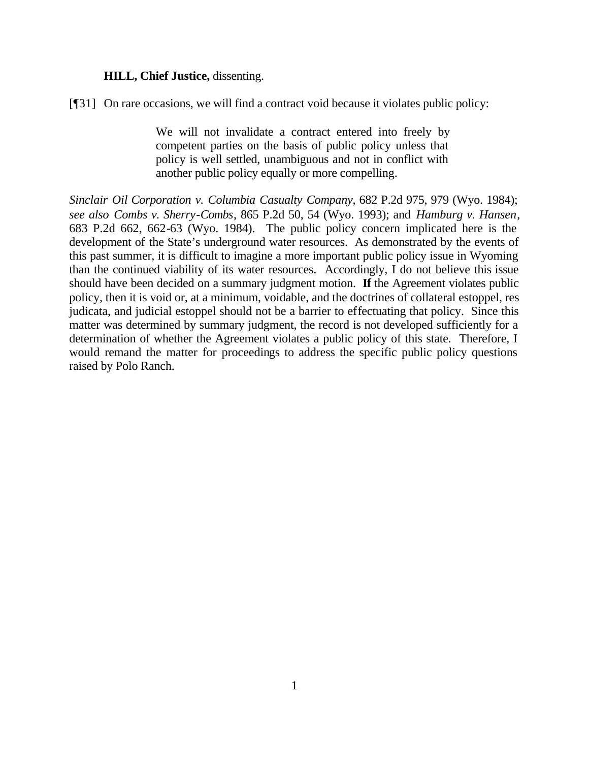**HILL, Chief Justice,** dissenting.

[¶31] On rare occasions, we will find a contract void because it violates public policy:

> We will not invalidate a contract entered into freely by competent parties on the basis of public policy unless that policy is well settled, unambiguous and not in conflict with another public policy equally or more compelling.

*Sinclair Oil Corporation v. Columbia Casualty Company*, 682 P.2d 975, 979 (Wyo. 1984); *see also Combs v. Sherry-Combs*, 865 P.2d 50, 54 (Wyo. 1993); and *Hamburg v. Hansen*, 683 P.2d 662, 662-63 (Wyo. 1984). The public policy concern implicated here is the development of the State's underground water resources. As demonstrated by the events of this past summer, it is difficult to imagine a more important public policy issue in Wyoming than the continued viability of its water resources. Accordingly, I do not believe this issue should have been decided on a summary judgment motion. **If** the Agreement violates public policy, then it is void or, at a minimum, voidable, and the doctrines of collateral estoppel, res judicata, and judicial estoppel should not be a barrier to effectuating that policy. Since this matter was determined by summary judgment, the record is not developed sufficiently for a determination of whether the Agreement violates a public policy of this state. Therefore, I would remand the matter for proceedings to address the specific public policy questions raised by Polo Ranch.